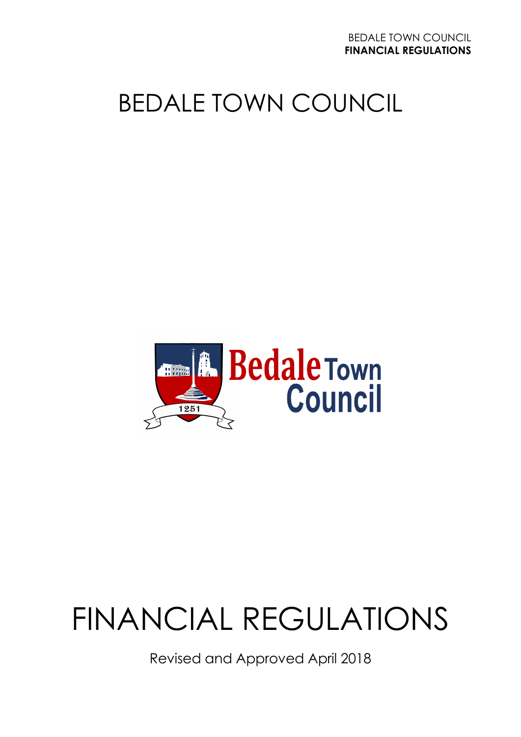# BEDALE TOWN COUNCIL

# FINANCIAL REGULATIONS

Revised and Approved April 2018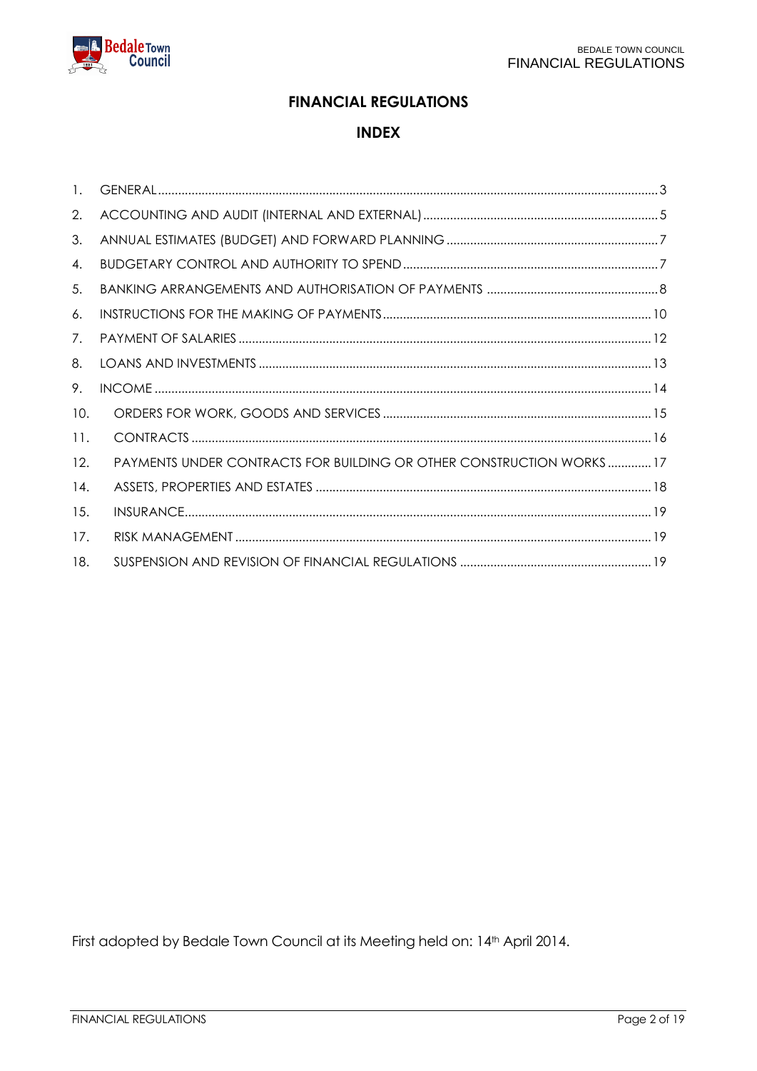# FINANCIAL REGULATIONS

## INDEX

| | | |
|---|---|---|
| 1. | GENERAL | 3 |
| 2. | ACCOUNTING AND AUDIT (INTERNAL AND EXTERNAL) | 5 |
| 3. | ANNUAL ESTIMATES (BUDGET) AND FORWARD PLANNING | 7 |
| 4. | BUDGETARY CONTROL AND AUTHORITY TO SPEND | 7 |
| 5. | BANKING ARRANGEMENTS AND AUTHORISATION OF PAYMENTS | 8 |
| 6. | INSTRUCTIONS FOR THE MAKING OF PAYMENTS | 10 |
| 7. | PAYMENT OF SALARIES | 12 |
| 8. | LOANS AND INVESTMENTS | 13 |
| 9. | INCOME | 14 |
| 10. | ORDERS FOR WORK, GOODS AND SERVICES | 15 |
| 11. | CONTRACTS | 16 |
| 12. | PAYMENTS UNDER CONTRACTS FOR BUILDING OR OTHER CONSTRUCTION WORKS | 17 |
| 14. | ASSETS, PROPERTIES AND ESTATES | 18 |
| 15. | INSURANCE | 19 |
| 17. | RISK MANAGEMENT | 19 |
| 18. | SUSPENSION AND REVISION OF FINANCIAL REGULATIONS | 19 |

First adopted by Bedale Town Council at its Meeting held on: 14th April 2014.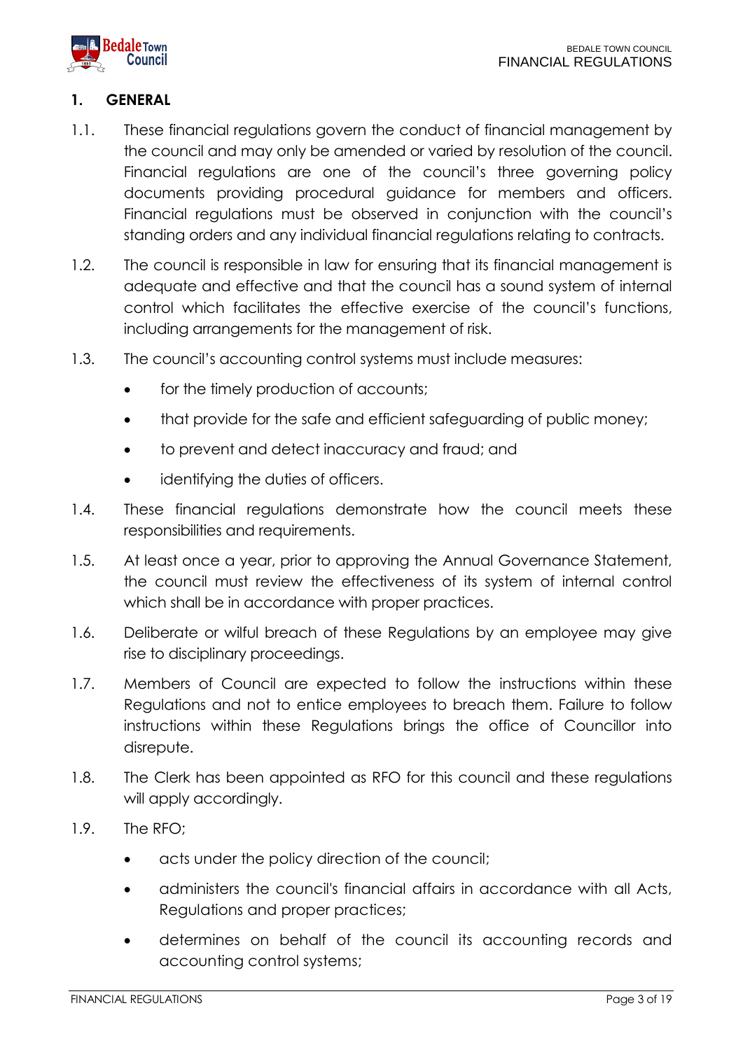## 1. GENERAL

1.1. These financial regulations govern the conduct of financial management by the council and may only be amended or varied by resolution of the council. Financial regulations are one of the council's three governing policy documents providing procedural guidance for members and officers. Financial regulations must be observed in conjunction with the council's standing orders and any individual financial regulations relating to contracts.

1.2. The council is responsible in law for ensuring that its financial management is adequate and effective and that the council has a sound system of internal control which facilitates the effective exercise of the council's functions, including arrangements for the management of risk.

1.3. The council's accounting control systems must include measures:

- for the timely production of accounts;
- that provide for the safe and efficient safeguarding of public money;
- to prevent and detect inaccuracy and fraud; and
- identifying the duties of officers.

1.4. These financial regulations demonstrate how the council meets these responsibilities and requirements.

1.5. At least once a year, prior to approving the Annual Governance Statement, the council must review the effectiveness of its system of internal control which shall be in accordance with proper practices.

1.6. Deliberate or wilful breach of these Regulations by an employee may give rise to disciplinary proceedings.

1.7. Members of Council are expected to follow the instructions within these Regulations and not to entice employees to breach them. Failure to follow instructions within these Regulations brings the office of Councillor into disrepute.

1.8. The Clerk has been appointed as RFO for this council and these regulations will apply accordingly.

1.9. The RFO;

- acts under the policy direction of the council;
- administers the council's financial affairs in accordance with all Acts, Regulations and proper practices;
- determines on behalf of the council its accounting records and accounting control systems;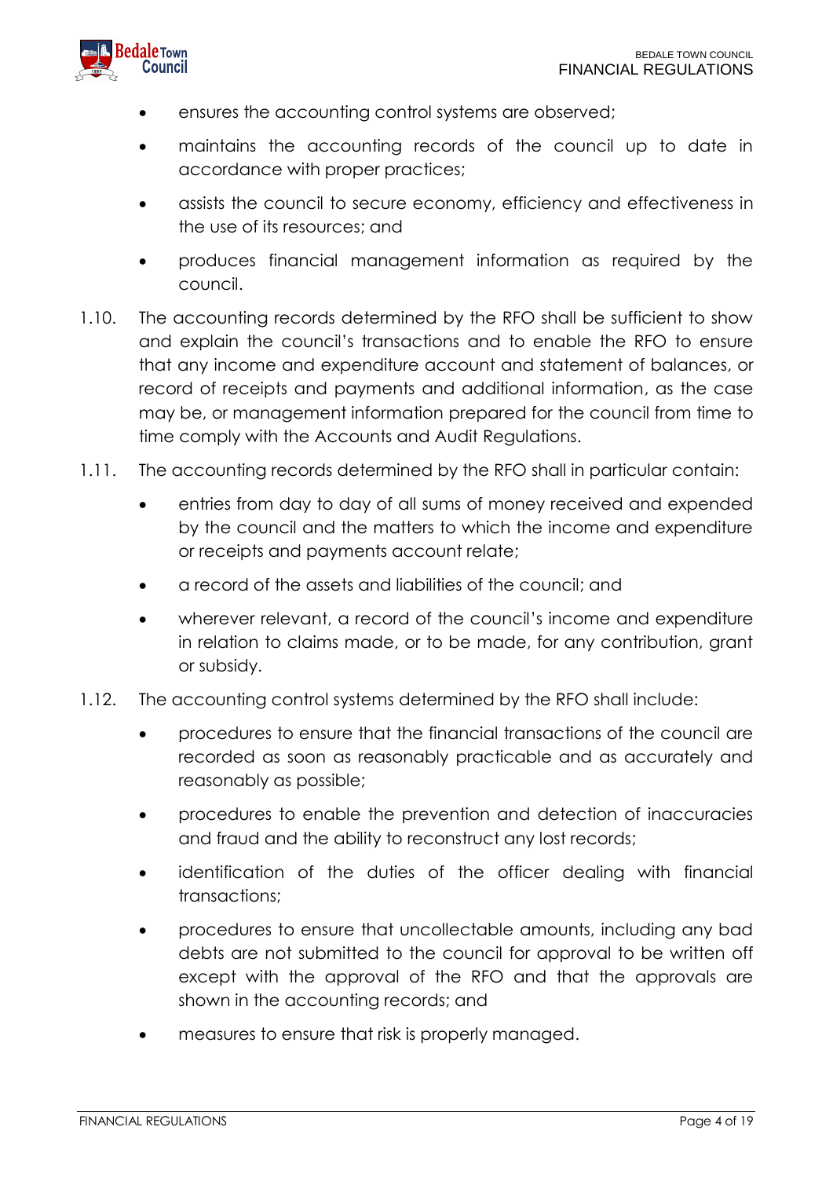- ensures the accounting control systems are observed;
- maintains the accounting records of the council up to date in accordance with proper practices;
- assists the council to secure economy, efficiency and effectiveness in the use of its resources; and
- produces financial management information as required by the council.

1.10. The accounting records determined by the RFO shall be sufficient to show and explain the council's transactions and to enable the RFO to ensure that any income and expenditure account and statement of balances, or record of receipts and payments and additional information, as the case may be, or management information prepared for the council from time to time comply with the Accounts and Audit Regulations.

1.11. The accounting records determined by the RFO shall in particular contain:

- entries from day to day of all sums of money received and expended by the council and the matters to which the income and expenditure or receipts and payments account relate;
- a record of the assets and liabilities of the council; and
- wherever relevant, a record of the council's income and expenditure in relation to claims made, or to be made, for any contribution, grant or subsidy.

1.12. The accounting control systems determined by the RFO shall include:

- procedures to ensure that the financial transactions of the council are recorded as soon as reasonably practicable and as accurately and reasonably as possible;
- procedures to enable the prevention and detection of inaccuracies and fraud and the ability to reconstruct any lost records;
- identification of the duties of the officer dealing with financial transactions;
- procedures to ensure that uncollectable amounts, including any bad debts are not submitted to the council for approval to be written off except with the approval of the RFO and that the approvals are shown in the accounting records; and
- measures to ensure that risk is properly managed.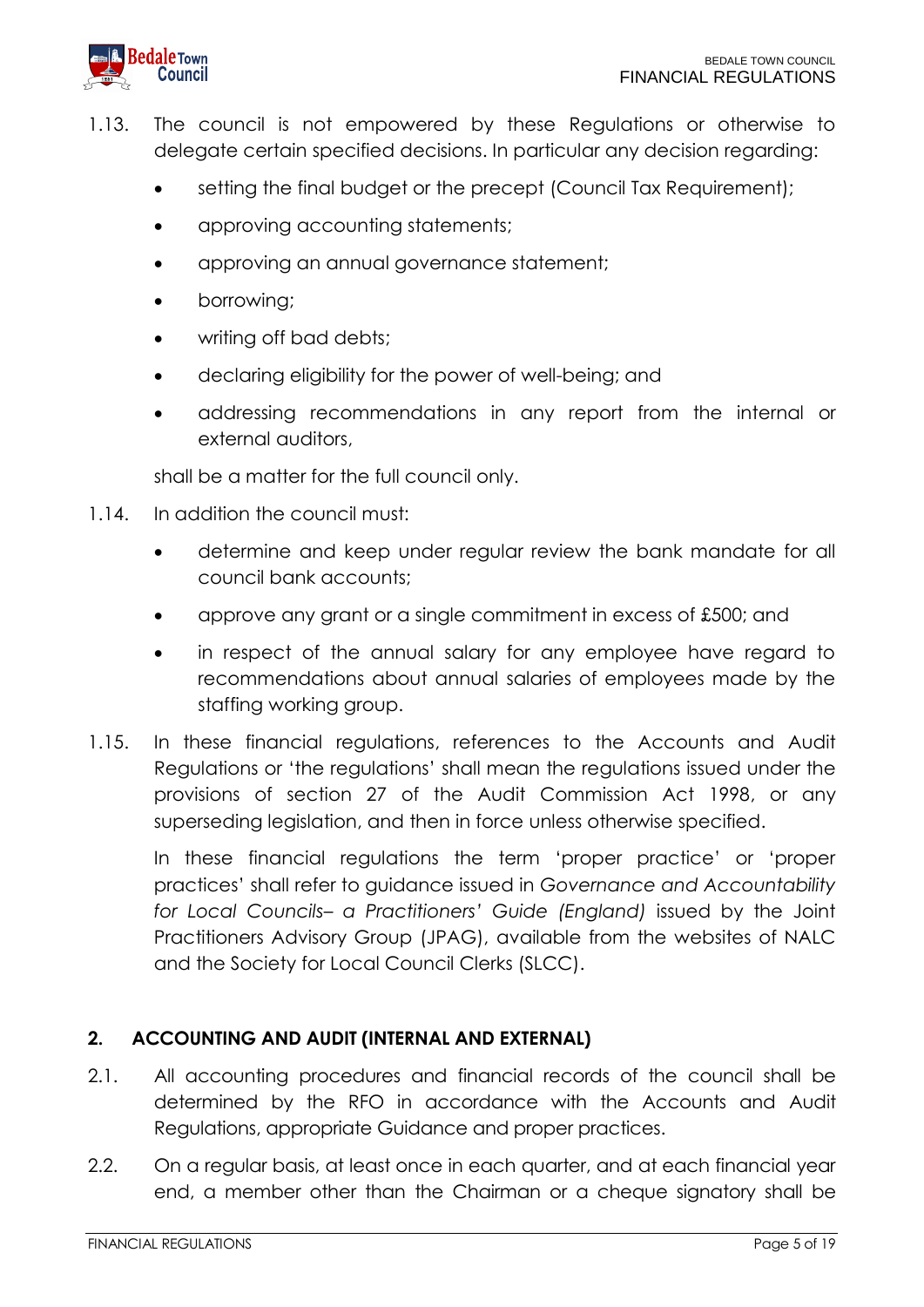1.13. The council is not empowered by these Regulations or otherwise to delegate certain specified decisions. In particular any decision regarding:

- setting the final budget or the precept (Council Tax Requirement);
- approving accounting statements;
- approving an annual governance statement;
- borrowing;
- writing off bad debts;
- declaring eligibility for the power of well-being; and
- addressing recommendations in any report from the internal or external auditors,

shall be a matter for the full council only.

1.14. In addition the council must:

- determine and keep under regular review the bank mandate for all council bank accounts;
- approve any grant or a single commitment in excess of £500; and
- in respect of the annual salary for any employee have regard to recommendations about annual salaries of employees made by the staffing working group.

1.15. In these financial regulations, references to the Accounts and Audit Regulations or 'the regulations' shall mean the regulations issued under the provisions of section 27 of the Audit Commission Act 1998, or any superseding legislation, and then in force unless otherwise specified.

In these financial regulations the term 'proper practice' or 'proper practices' shall refer to guidance issued in *Governance and Accountability for Local Councils– a Practitioners' Guide (England)* issued by the Joint Practitioners Advisory Group (JPAG), available from the websites of NALC and the Society for Local Council Clerks (SLCC).

## 2. ACCOUNTING AND AUDIT (INTERNAL AND EXTERNAL)

2.1. All accounting procedures and financial records of the council shall be determined by the RFO in accordance with the Accounts and Audit Regulations, appropriate Guidance and proper practices.

2.2. On a regular basis, at least once in each quarter, and at each financial year end, a member other than the Chairman or a cheque signatory shall be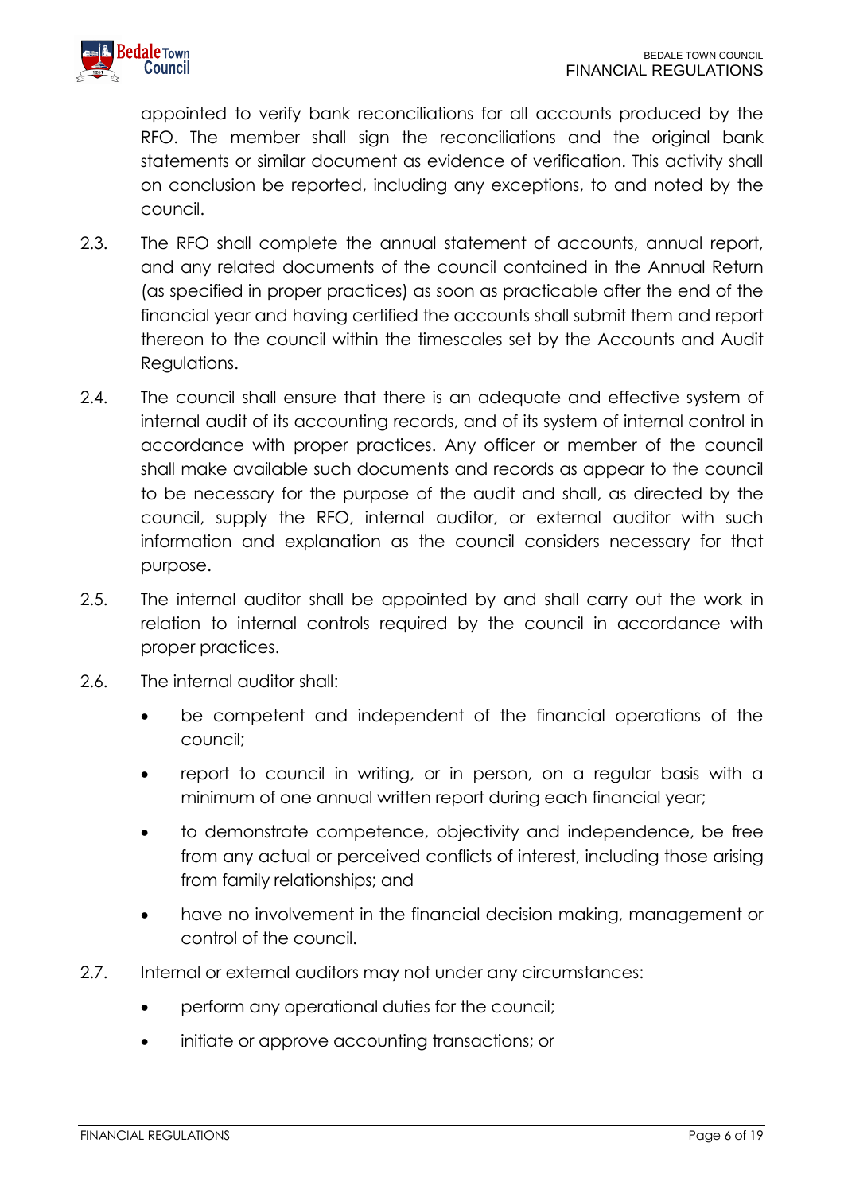appointed to verify bank reconciliations for all accounts produced by the RFO. The member shall sign the reconciliations and the original bank statements or similar document as evidence of verification. This activity shall on conclusion be reported, including any exceptions, to and noted by the council.

2.3. The RFO shall complete the annual statement of accounts, annual report, and any related documents of the council contained in the Annual Return (as specified in proper practices) as soon as practicable after the end of the financial year and having certified the accounts shall submit them and report thereon to the council within the timescales set by the Accounts and Audit Regulations.

2.4. The council shall ensure that there is an adequate and effective system of internal audit of its accounting records, and of its system of internal control in accordance with proper practices. Any officer or member of the council shall make available such documents and records as appear to the council to be necessary for the purpose of the audit and shall, as directed by the council, supply the RFO, internal auditor, or external auditor with such information and explanation as the council considers necessary for that purpose.

2.5. The internal auditor shall be appointed by and shall carry out the work in relation to internal controls required by the council in accordance with proper practices.

2.6. The internal auditor shall:

- be competent and independent of the financial operations of the council;
- report to council in writing, or in person, on a regular basis with a minimum of one annual written report during each financial year;
- to demonstrate competence, objectivity and independence, be free from any actual or perceived conflicts of interest, including those arising from family relationships; and
- have no involvement in the financial decision making, management or control of the council.

2.7. Internal or external auditors may not under any circumstances:

- perform any operational duties for the council;
- initiate or approve accounting transactions; or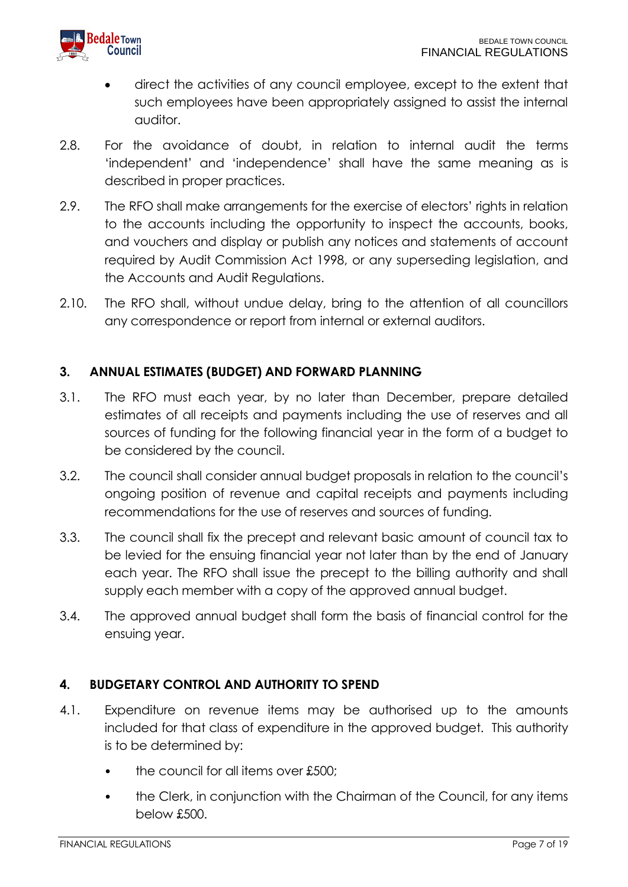- direct the activities of any council employee, except to the extent that such employees have been appropriately assigned to assist the internal auditor.

2.8. For the avoidance of doubt, in relation to internal audit the terms 'independent' and 'independence' shall have the same meaning as is described in proper practices.

2.9. The RFO shall make arrangements for the exercise of electors' rights in relation to the accounts including the opportunity to inspect the accounts, books, and vouchers and display or publish any notices and statements of account required by Audit Commission Act 1998, or any superseding legislation, and the Accounts and Audit Regulations.

2.10. The RFO shall, without undue delay, bring to the attention of all councillors any correspondence or report from internal or external auditors.

## 3. ANNUAL ESTIMATES (BUDGET) AND FORWARD PLANNING

3.1. The RFO must each year, by no later than December, prepare detailed estimates of all receipts and payments including the use of reserves and all sources of funding for the following financial year in the form of a budget to be considered by the council.

3.2. The council shall consider annual budget proposals in relation to the council's ongoing position of revenue and capital receipts and payments including recommendations for the use of reserves and sources of funding.

3.3. The council shall fix the precept and relevant basic amount of council tax to be levied for the ensuing financial year not later than by the end of January each year. The RFO shall issue the precept to the billing authority and shall supply each member with a copy of the approved annual budget.

3.4. The approved annual budget shall form the basis of financial control for the ensuing year.

## 4. BUDGETARY CONTROL AND AUTHORITY TO SPEND

4.1. Expenditure on revenue items may be authorised up to the amounts included for that class of expenditure in the approved budget. This authority is to be determined by:

- the council for all items over £500;
- the Clerk, in conjunction with the Chairman of the Council, for any items below £500.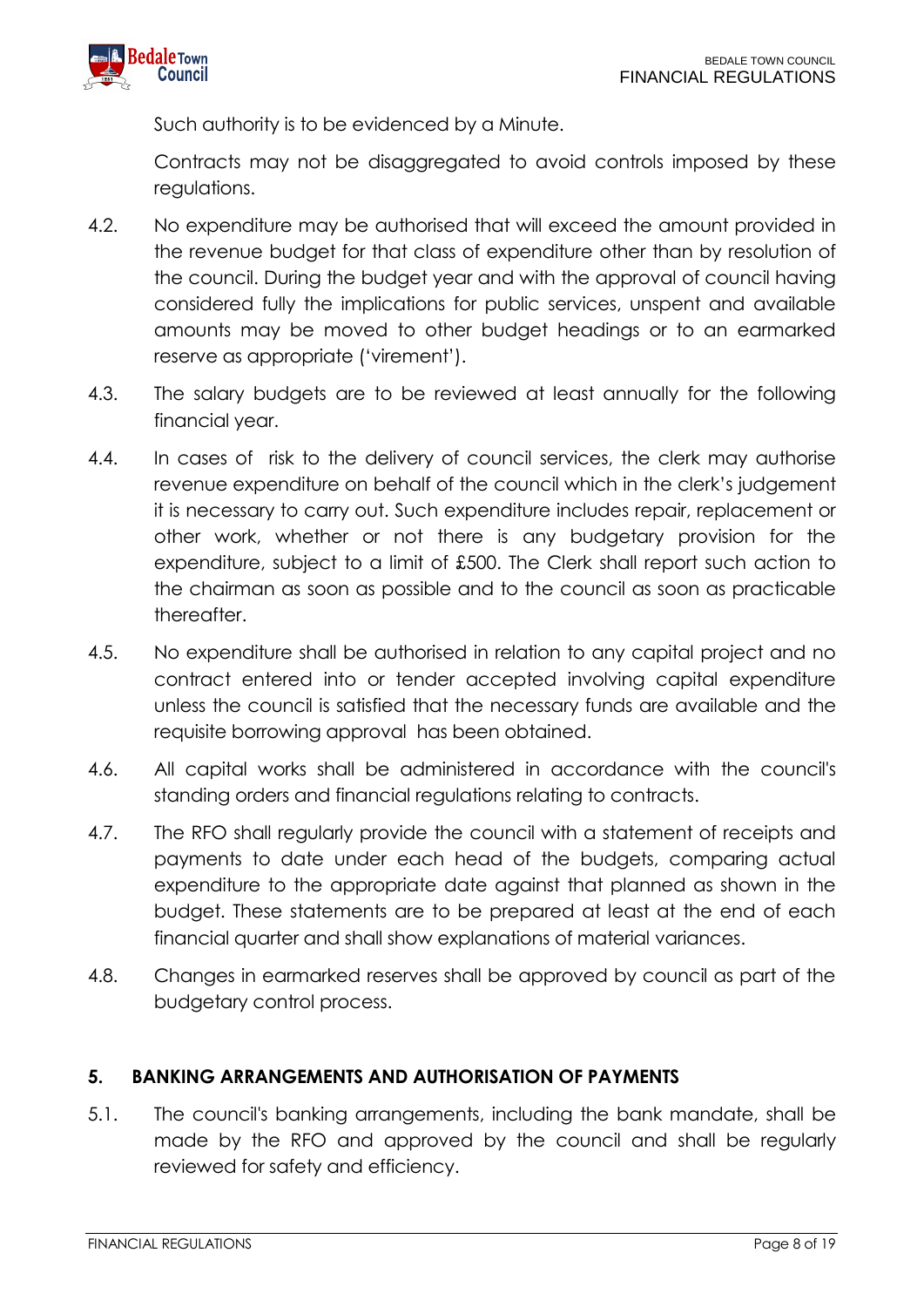Such authority is to be evidenced by a Minute.

Contracts may not be disaggregated to avoid controls imposed by these regulations.

4.2. No expenditure may be authorised that will exceed the amount provided in the revenue budget for that class of expenditure other than by resolution of the council. During the budget year and with the approval of council having considered fully the implications for public services, unspent and available amounts may be moved to other budget headings or to an earmarked reserve as appropriate ('virement').

4.3. The salary budgets are to be reviewed at least annually for the following financial year.

4.4. In cases of risk to the delivery of council services, the clerk may authorise revenue expenditure on behalf of the council which in the clerk's judgement it is necessary to carry out. Such expenditure includes repair, replacement or other work, whether or not there is any budgetary provision for the expenditure, subject to a limit of £500. The Clerk shall report such action to the chairman as soon as possible and to the council as soon as practicable thereafter.

4.5. No expenditure shall be authorised in relation to any capital project and no contract entered into or tender accepted involving capital expenditure unless the council is satisfied that the necessary funds are available and the requisite borrowing approval has been obtained.

4.6. All capital works shall be administered in accordance with the council's standing orders and financial regulations relating to contracts.

4.7. The RFO shall regularly provide the council with a statement of receipts and payments to date under each head of the budgets, comparing actual expenditure to the appropriate date against that planned as shown in the budget. These statements are to be prepared at least at the end of each financial quarter and shall show explanations of material variances.

4.8. Changes in earmarked reserves shall be approved by council as part of the budgetary control process.

## 5. BANKING ARRANGEMENTS AND AUTHORISATION OF PAYMENTS

5.1. The council's banking arrangements, including the bank mandate, shall be made by the RFO and approved by the council and shall be regularly reviewed for safety and efficiency.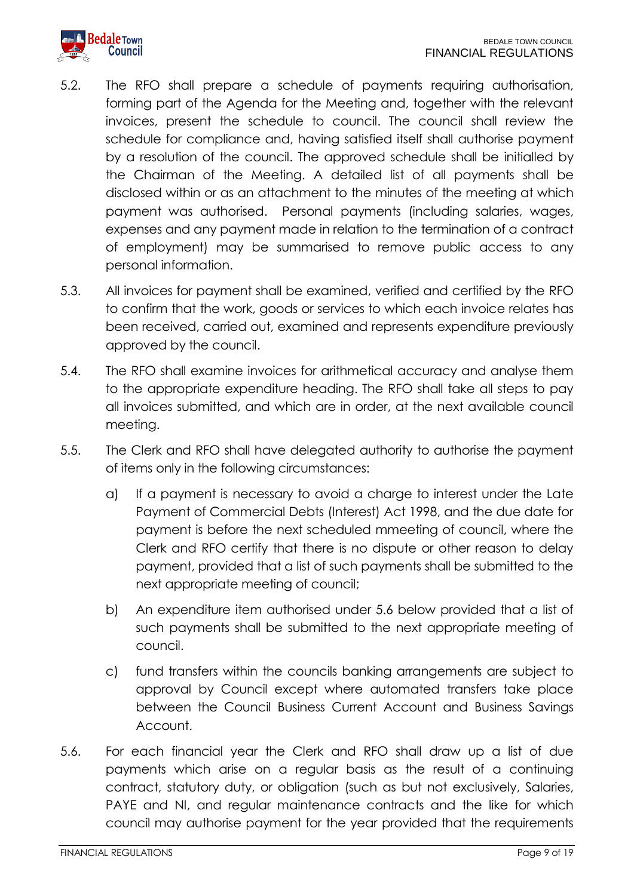5.2. The RFO shall prepare a schedule of payments requiring authorisation, forming part of the Agenda for the Meeting and, together with the relevant invoices, present the schedule to council. The council shall review the schedule for compliance and, having satisfied itself shall authorise payment by a resolution of the council. The approved schedule shall be initialled by the Chairman of the Meeting. A detailed list of all payments shall be disclosed within or as an attachment to the minutes of the meeting at which payment was authorised. Personal payments (including salaries, wages, expenses and any payment made in relation to the termination of a contract of employment) may be summarised to remove public access to any personal information.

5.3. All invoices for payment shall be examined, verified and certified by the RFO to confirm that the work, goods or services to which each invoice relates has been received, carried out, examined and represents expenditure previously approved by the council.

5.4. The RFO shall examine invoices for arithmetical accuracy and analyse them to the appropriate expenditure heading. The RFO shall take all steps to pay all invoices submitted, and which are in order, at the next available council meeting.

5.5. The Clerk and RFO shall have delegated authority to authorise the payment of items only in the following circumstances:

a) If a payment is necessary to avoid a charge to interest under the Late Payment of Commercial Debts (Interest) Act 1998, and the due date for payment is before the next scheduled mmeeting of council, where the Clerk and RFO certify that there is no dispute or other reason to delay payment, provided that a list of such payments shall be submitted to the next appropriate meeting of council;

b) An expenditure item authorised under 5.6 below provided that a list of such payments shall be submitted to the next appropriate meeting of council.

c) fund transfers within the councils banking arrangements are subject to approval by Council except where automated transfers take place between the Council Business Current Account and Business Savings Account.

5.6. For each financial year the Clerk and RFO shall draw up a list of due payments which arise on a regular basis as the result of a continuing contract, statutory duty, or obligation (such as but not exclusively, Salaries, PAYE and NI, and regular maintenance contracts and the like for which council may authorise payment for the year provided that the requirements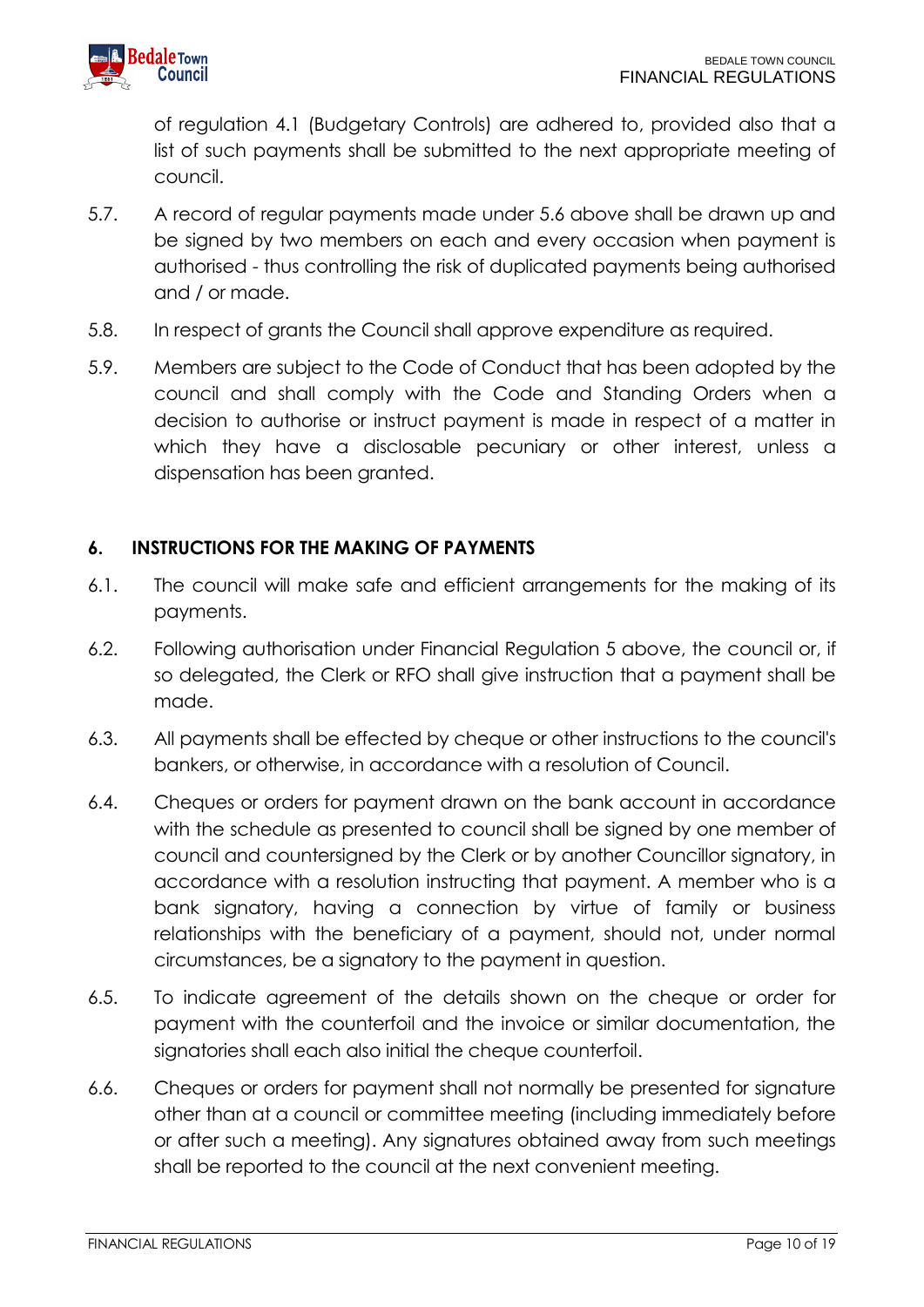of regulation 4.1 (Budgetary Controls) are adhered to, provided also that a list of such payments shall be submitted to the next appropriate meeting of council.

5.7. A record of regular payments made under 5.6 above shall be drawn up and be signed by two members on each and every occasion when payment is authorised - thus controlling the risk of duplicated payments being authorised and / or made.

5.8. In respect of grants the Council shall approve expenditure as required.

5.9. Members are subject to the Code of Conduct that has been adopted by the council and shall comply with the Code and Standing Orders when a decision to authorise or instruct payment is made in respect of a matter in which they have a disclosable pecuniary or other interest, unless a dispensation has been granted.

## 6. INSTRUCTIONS FOR THE MAKING OF PAYMENTS

6.1. The council will make safe and efficient arrangements for the making of its payments.

6.2. Following authorisation under Financial Regulation 5 above, the council or, if so delegated, the Clerk or RFO shall give instruction that a payment shall be made.

6.3. All payments shall be effected by cheque or other instructions to the council's bankers, or otherwise, in accordance with a resolution of Council.

6.4. Cheques or orders for payment drawn on the bank account in accordance with the schedule as presented to council shall be signed by one member of council and countersigned by the Clerk or by another Councillor signatory, in accordance with a resolution instructing that payment. A member who is a bank signatory, having a connection by virtue of family or business relationships with the beneficiary of a payment, should not, under normal circumstances, be a signatory to the payment in question.

6.5. To indicate agreement of the details shown on the cheque or order for payment with the counterfoil and the invoice or similar documentation, the signatories shall each also initial the cheque counterfoil.

6.6. Cheques or orders for payment shall not normally be presented for signature other than at a council or committee meeting (including immediately before or after such a meeting). Any signatures obtained away from such meetings shall be reported to the council at the next convenient meeting.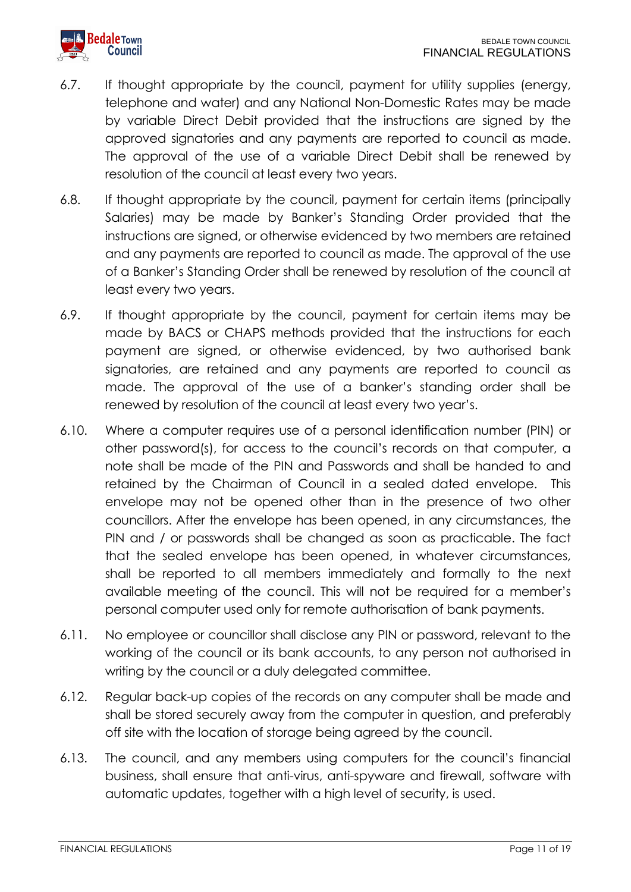6.7. If thought appropriate by the council, payment for utility supplies (energy, telephone and water) and any National Non-Domestic Rates may be made by variable Direct Debit provided that the instructions are signed by the approved signatories and any payments are reported to council as made. The approval of the use of a variable Direct Debit shall be renewed by resolution of the council at least every two years.

6.8. If thought appropriate by the council, payment for certain items (principally Salaries) may be made by Banker's Standing Order provided that the instructions are signed, or otherwise evidenced by two members are retained and any payments are reported to council as made. The approval of the use of a Banker's Standing Order shall be renewed by resolution of the council at least every two years.

6.9. If thought appropriate by the council, payment for certain items may be made by BACS or CHAPS methods provided that the instructions for each payment are signed, or otherwise evidenced, by two authorised bank signatories, are retained and any payments are reported to council as made. The approval of the use of a banker's standing order shall be renewed by resolution of the council at least every two year's.

6.10. Where a computer requires use of a personal identification number (PIN) or other password(s), for access to the council's records on that computer, a note shall be made of the PIN and Passwords and shall be handed to and retained by the Chairman of Council in a sealed dated envelope. This envelope may not be opened other than in the presence of two other councillors. After the envelope has been opened, in any circumstances, the PIN and / or passwords shall be changed as soon as practicable. The fact that the sealed envelope has been opened, in whatever circumstances, shall be reported to all members immediately and formally to the next available meeting of the council. This will not be required for a member's personal computer used only for remote authorisation of bank payments.

6.11. No employee or councillor shall disclose any PIN or password, relevant to the working of the council or its bank accounts, to any person not authorised in writing by the council or a duly delegated committee.

6.12. Regular back-up copies of the records on any computer shall be made and shall be stored securely away from the computer in question, and preferably off site with the location of storage being agreed by the council.

6.13. The council, and any members using computers for the council's financial business, shall ensure that anti-virus, anti-spyware and firewall, software with automatic updates, together with a high level of security, is used.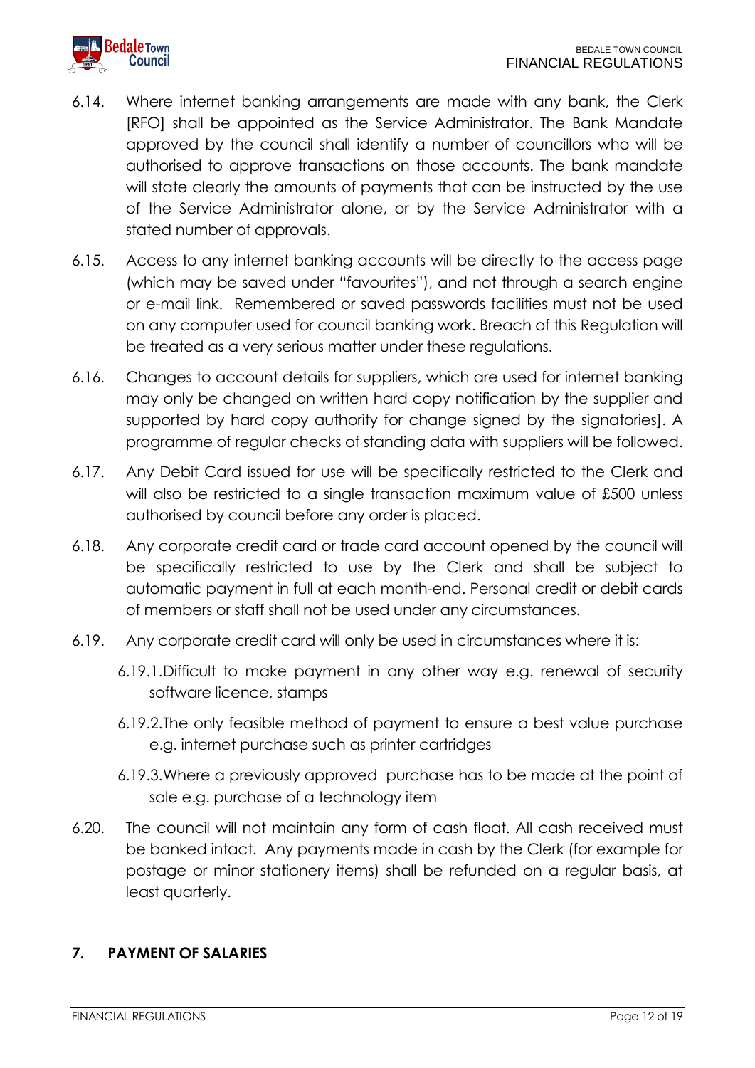6.14. Where internet banking arrangements are made with any bank, the Clerk [RFO] shall be appointed as the Service Administrator. The Bank Mandate approved by the council shall identify a number of councillors who will be authorised to approve transactions on those accounts. The bank mandate will state clearly the amounts of payments that can be instructed by the use of the Service Administrator alone, or by the Service Administrator with a stated number of approvals.

6.15. Access to any internet banking accounts will be directly to the access page (which may be saved under "favourites"), and not through a search engine or e-mail link. Remembered or saved passwords facilities must not be used on any computer used for council banking work. Breach of this Regulation will be treated as a very serious matter under these regulations.

6.16. Changes to account details for suppliers, which are used for internet banking may only be changed on written hard copy notification by the supplier and supported by hard copy authority for change signed by the signatories]. A programme of regular checks of standing data with suppliers will be followed.

6.17. Any Debit Card issued for use will be specifically restricted to the Clerk and will also be restricted to a single transaction maximum value of £500 unless authorised by council before any order is placed.

6.18. Any corporate credit card or trade card account opened by the council will be specifically restricted to use by the Clerk and shall be subject to automatic payment in full at each month-end. Personal credit or debit cards of members or staff shall not be used under any circumstances.

6.19. Any corporate credit card will only be used in circumstances where it is:

6.19.1. Difficult to make payment in any other way e.g. renewal of security software licence, stamps

6.19.2. The only feasible method of payment to ensure a best value purchase e.g. internet purchase such as printer cartridges

6.19.3. Where a previously approved purchase has to be made at the point of sale e.g. purchase of a technology item

6.20. The council will not maintain any form of cash float. All cash received must be banked intact. Any payments made in cash by the Clerk (for example for postage or minor stationery items) shall be refunded on a regular basis, at least quarterly.

## 7. PAYMENT OF SALARIES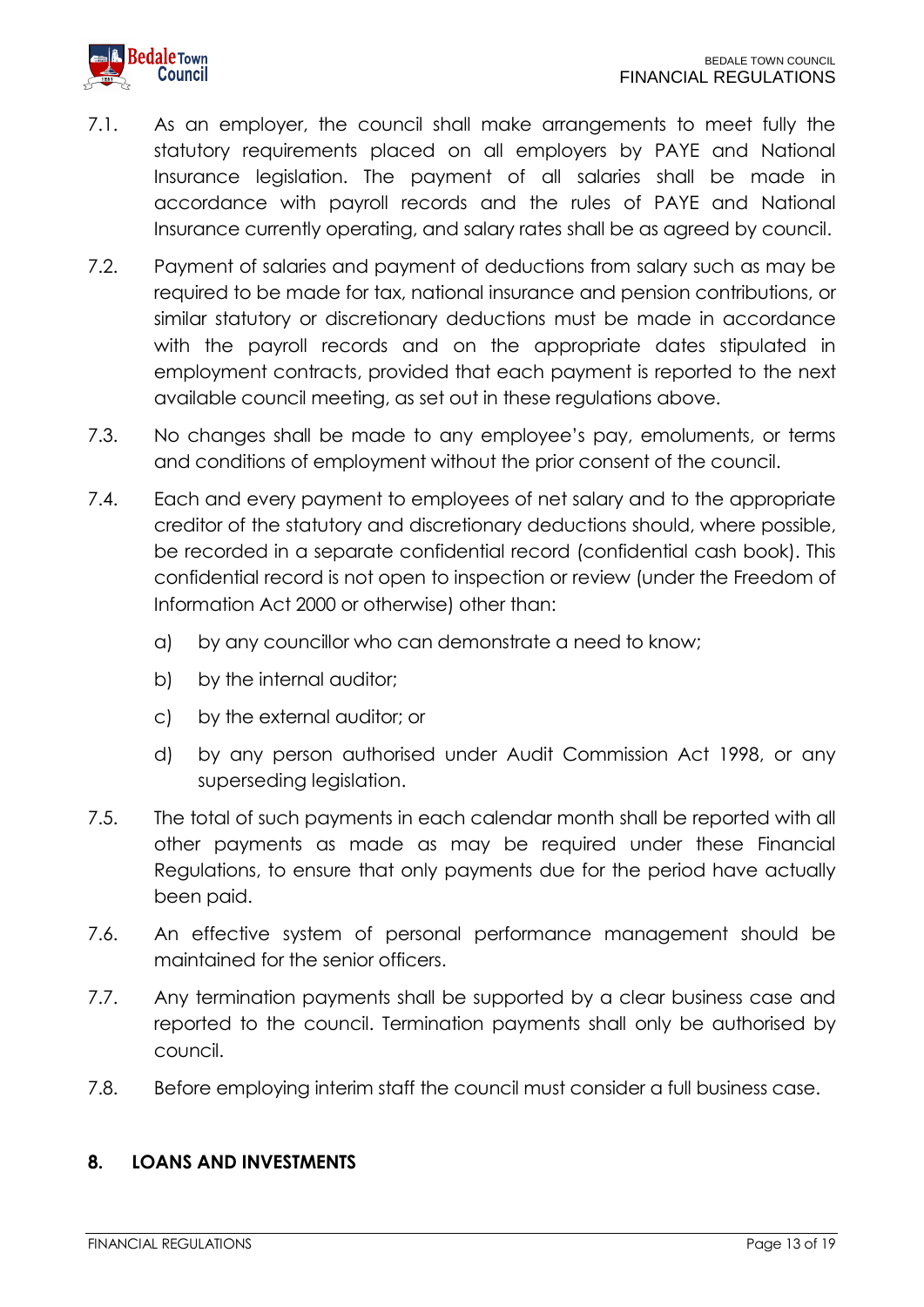7.1. As an employer, the council shall make arrangements to meet fully the statutory requirements placed on all employers by PAYE and National Insurance legislation. The payment of all salaries shall be made in accordance with payroll records and the rules of PAYE and National Insurance currently operating, and salary rates shall be as agreed by council.

7.2. Payment of salaries and payment of deductions from salary such as may be required to be made for tax, national insurance and pension contributions, or similar statutory or discretionary deductions must be made in accordance with the payroll records and on the appropriate dates stipulated in employment contracts, provided that each payment is reported to the next available council meeting, as set out in these regulations above.

7.3. No changes shall be made to any employee's pay, emoluments, or terms and conditions of employment without the prior consent of the council.

7.4. Each and every payment to employees of net salary and to the appropriate creditor of the statutory and discretionary deductions should, where possible, be recorded in a separate confidential record (confidential cash book). This confidential record is not open to inspection or review (under the Freedom of Information Act 2000 or otherwise) other than:

   a) by any councillor who can demonstrate a need to know;

   b) by the internal auditor;

   c) by the external auditor; or

   d) by any person authorised under Audit Commission Act 1998, or any superseding legislation.

7.5. The total of such payments in each calendar month shall be reported with all other payments as made as may be required under these Financial Regulations, to ensure that only payments due for the period have actually been paid.

7.6. An effective system of personal performance management should be maintained for the senior officers.

7.7. Any termination payments shall be supported by a clear business case and reported to the council. Termination payments shall only be authorised by council.

7.8. Before employing interim staff the council must consider a full business case.

## 8. LOANS AND INVESTMENTS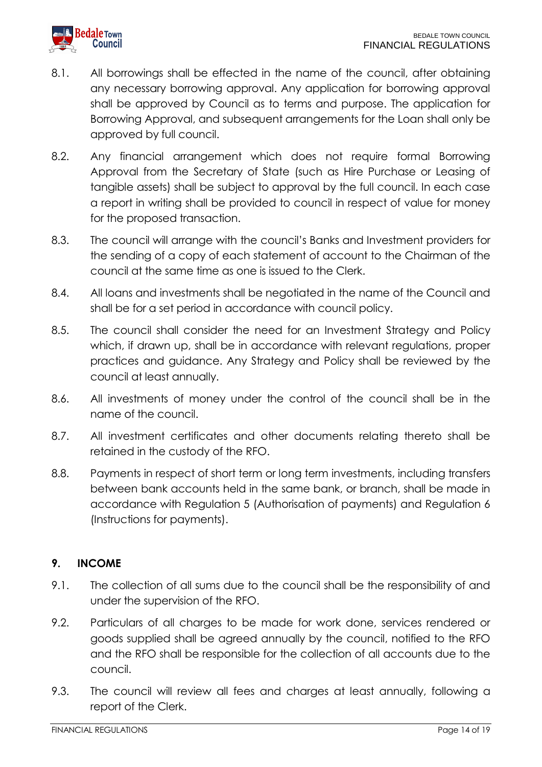8.1. All borrowings shall be effected in the name of the council, after obtaining any necessary borrowing approval. Any application for borrowing approval shall be approved by Council as to terms and purpose. The application for Borrowing Approval, and subsequent arrangements for the Loan shall only be approved by full council.

8.2. Any financial arrangement which does not require formal Borrowing Approval from the Secretary of State (such as Hire Purchase or Leasing of tangible assets) shall be subject to approval by the full council. In each case a report in writing shall be provided to council in respect of value for money for the proposed transaction.

8.3. The council will arrange with the council's Banks and Investment providers for the sending of a copy of each statement of account to the Chairman of the council at the same time as one is issued to the Clerk.

8.4. All loans and investments shall be negotiated in the name of the Council and shall be for a set period in accordance with council policy.

8.5. The council shall consider the need for an Investment Strategy and Policy which, if drawn up, shall be in accordance with relevant regulations, proper practices and guidance. Any Strategy and Policy shall be reviewed by the council at least annually.

8.6. All investments of money under the control of the council shall be in the name of the council.

8.7. All investment certificates and other documents relating thereto shall be retained in the custody of the RFO.

8.8. Payments in respect of short term or long term investments, including transfers between bank accounts held in the same bank, or branch, shall be made in accordance with Regulation 5 (Authorisation of payments) and Regulation 6 (Instructions for payments).

## 9. INCOME

9.1. The collection of all sums due to the council shall be the responsibility of and under the supervision of the RFO.

9.2. Particulars of all charges to be made for work done, services rendered or goods supplied shall be agreed annually by the council, notified to the RFO and the RFO shall be responsible for the collection of all accounts due to the council.

9.3. The council will review all fees and charges at least annually, following a report of the Clerk.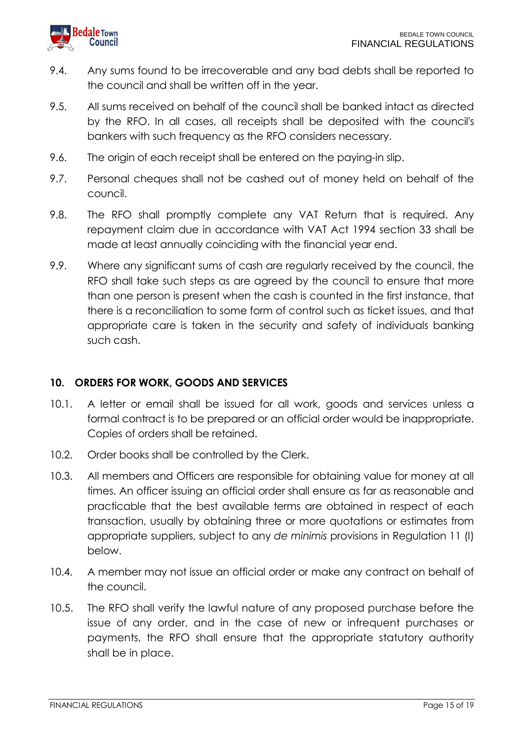9.4. Any sums found to be irrecoverable and any bad debts shall be reported to the council and shall be written off in the year.

9.5. All sums received on behalf of the council shall be banked intact as directed by the RFO. In all cases, all receipts shall be deposited with the council's bankers with such frequency as the RFO considers necessary.

9.6. The origin of each receipt shall be entered on the paying-in slip.

9.7. Personal cheques shall not be cashed out of money held on behalf of the council.

9.8. The RFO shall promptly complete any VAT Return that is required. Any repayment claim due in accordance with VAT Act 1994 section 33 shall be made at least annually coinciding with the financial year end.

9.9. Where any significant sums of cash are regularly received by the council, the RFO shall take such steps as are agreed by the council to ensure that more than one person is present when the cash is counted in the first instance, that there is a reconciliation to some form of control such as ticket issues, and that appropriate care is taken in the security and safety of individuals banking such cash.

## 10. ORDERS FOR WORK, GOODS AND SERVICES

10.1. A letter or email shall be issued for all work, goods and services unless a formal contract is to be prepared or an official order would be inappropriate. Copies of orders shall be retained.

10.2. Order books shall be controlled by the Clerk.

10.3. All members and Officers are responsible for obtaining value for money at all times. An officer issuing an official order shall ensure as far as reasonable and practicable that the best available terms are obtained in respect of each transaction, usually by obtaining three or more quotations or estimates from appropriate suppliers, subject to any *de minimis* provisions in Regulation 11 (I) below.

10.4. A member may not issue an official order or make any contract on behalf of the council.

10.5. The RFO shall verify the lawful nature of any proposed purchase before the issue of any order, and in the case of new or infrequent purchases or payments, the RFO shall ensure that the appropriate statutory authority shall be in place.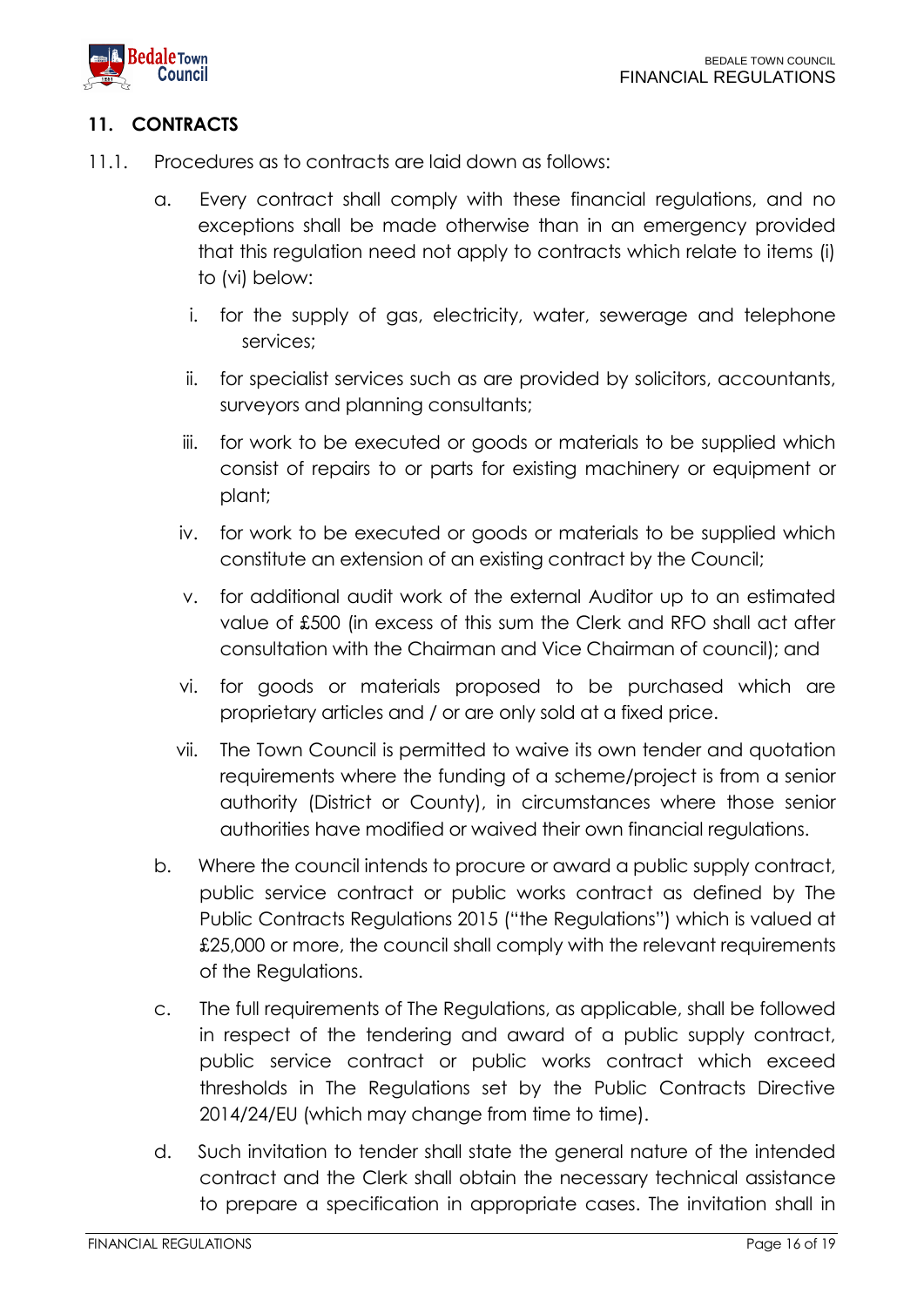## 11. CONTRACTS

11.1. Procedures as to contracts are laid down as follows:

a. Every contract shall comply with these financial regulations, and no exceptions shall be made otherwise than in an emergency provided that this regulation need not apply to contracts which relate to items (i) to (vi) below:

   i. for the supply of gas, electricity, water, sewerage and telephone services;

   ii. for specialist services such as are provided by solicitors, accountants, surveyors and planning consultants;

   iii. for work to be executed or goods or materials to be supplied which consist of repairs to or parts for existing machinery or equipment or plant;

   iv. for work to be executed or goods or materials to be supplied which constitute an extension of an existing contract by the Council;

   v. for additional audit work of the external Auditor up to an estimated value of £500 (in excess of this sum the Clerk and RFO shall act after consultation with the Chairman and Vice Chairman of council); and

   vi. for goods or materials proposed to be purchased which are proprietary articles and / or are only sold at a fixed price.

   vii. The Town Council is permitted to waive its own tender and quotation requirements where the funding of a scheme/project is from a senior authority (District or County), in circumstances where those senior authorities have modified or waived their own financial regulations.

b. Where the council intends to procure or award a public supply contract, public service contract or public works contract as defined by The Public Contracts Regulations 2015 ("the Regulations") which is valued at £25,000 or more, the council shall comply with the relevant requirements of the Regulations.

c. The full requirements of The Regulations, as applicable, shall be followed in respect of the tendering and award of a public supply contract, public service contract or public works contract which exceed thresholds in The Regulations set by the Public Contracts Directive 2014/24/EU (which may change from time to time).

d. Such invitation to tender shall state the general nature of the intended contract and the Clerk shall obtain the necessary technical assistance to prepare a specification in appropriate cases. The invitation shall in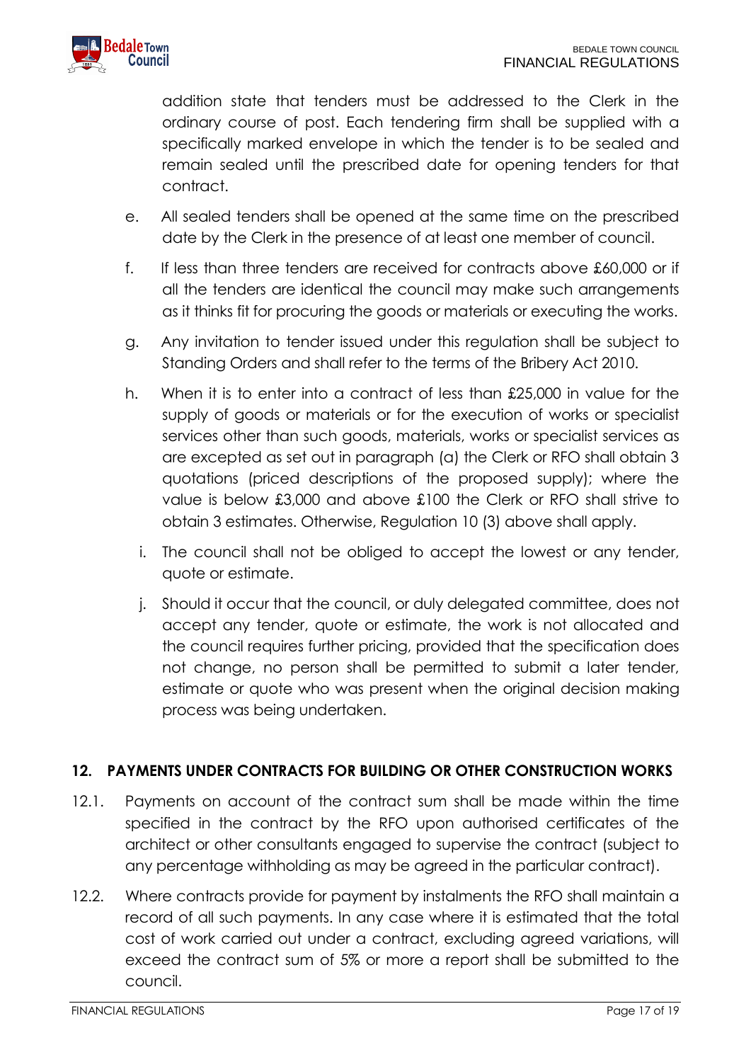addition state that tenders must be addressed to the Clerk in the ordinary course of post. Each tendering firm shall be supplied with a specifically marked envelope in which the tender is to be sealed and remain sealed until the prescribed date for opening tenders for that contract.

e. All sealed tenders shall be opened at the same time on the prescribed date by the Clerk in the presence of at least one member of council.

f. If less than three tenders are received for contracts above £60,000 or if all the tenders are identical the council may make such arrangements as it thinks fit for procuring the goods or materials or executing the works.

g. Any invitation to tender issued under this regulation shall be subject to Standing Orders and shall refer to the terms of the Bribery Act 2010.

h. When it is to enter into a contract of less than £25,000 in value for the supply of goods or materials or for the execution of works or specialist services other than such goods, materials, works or specialist services as are excepted as set out in paragraph (a) the Clerk or RFO shall obtain 3 quotations (priced descriptions of the proposed supply); where the value is below £3,000 and above £100 the Clerk or RFO shall strive to obtain 3 estimates. Otherwise, Regulation 10 (3) above shall apply.

i. The council shall not be obliged to accept the lowest or any tender, quote or estimate.

j. Should it occur that the council, or duly delegated committee, does not accept any tender, quote or estimate, the work is not allocated and the council requires further pricing, provided that the specification does not change, no person shall be permitted to submit a later tender, estimate or quote who was present when the original decision making process was being undertaken.

## 12. PAYMENTS UNDER CONTRACTS FOR BUILDING OR OTHER CONSTRUCTION WORKS

12.1. Payments on account of the contract sum shall be made within the time specified in the contract by the RFO upon authorised certificates of the architect or other consultants engaged to supervise the contract (subject to any percentage withholding as may be agreed in the particular contract).

12.2. Where contracts provide for payment by instalments the RFO shall maintain a record of all such payments. In any case where it is estimated that the total cost of work carried out under a contract, excluding agreed variations, will exceed the contract sum of 5% or more a report shall be submitted to the council.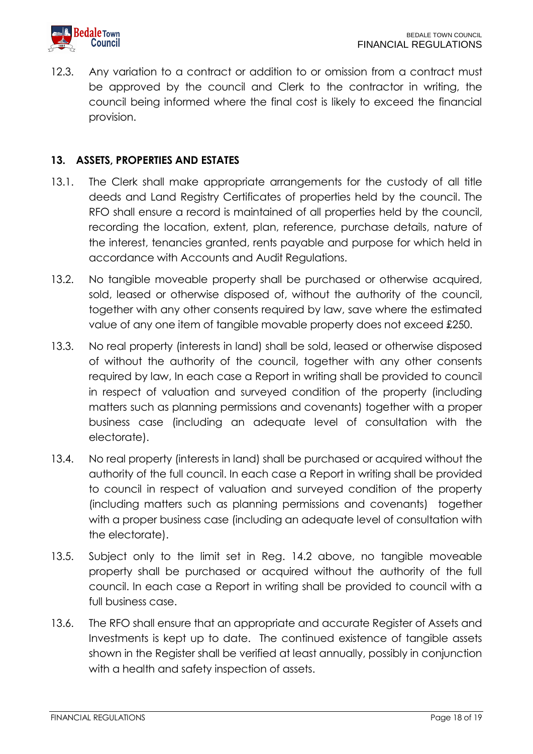12.3. Any variation to a contract or addition to or omission from a contract must be approved by the council and Clerk to the contractor in writing, the council being informed where the final cost is likely to exceed the financial provision.

## 13. ASSETS, PROPERTIES AND ESTATES

13.1. The Clerk shall make appropriate arrangements for the custody of all title deeds and Land Registry Certificates of properties held by the council. The RFO shall ensure a record is maintained of all properties held by the council, recording the location, extent, plan, reference, purchase details, nature of the interest, tenancies granted, rents payable and purpose for which held in accordance with Accounts and Audit Regulations.

13.2. No tangible moveable property shall be purchased or otherwise acquired, sold, leased or otherwise disposed of, without the authority of the council, together with any other consents required by law, save where the estimated value of any one item of tangible movable property does not exceed £250.

13.3. No real property (interests in land) shall be sold, leased or otherwise disposed of without the authority of the council, together with any other consents required by law, In each case a Report in writing shall be provided to council in respect of valuation and surveyed condition of the property (including matters such as planning permissions and covenants) together with a proper business case (including an adequate level of consultation with the electorate).

13.4. No real property (interests in land) shall be purchased or acquired without the authority of the full council. In each case a Report in writing shall be provided to council in respect of valuation and surveyed condition of the property (including matters such as planning permissions and covenants) together with a proper business case (including an adequate level of consultation with the electorate).

13.5. Subject only to the limit set in Reg. 14.2 above, no tangible moveable property shall be purchased or acquired without the authority of the full council. In each case a Report in writing shall be provided to council with a full business case.

13.6. The RFO shall ensure that an appropriate and accurate Register of Assets and Investments is kept up to date. The continued existence of tangible assets shown in the Register shall be verified at least annually, possibly in conjunction with a health and safety inspection of assets.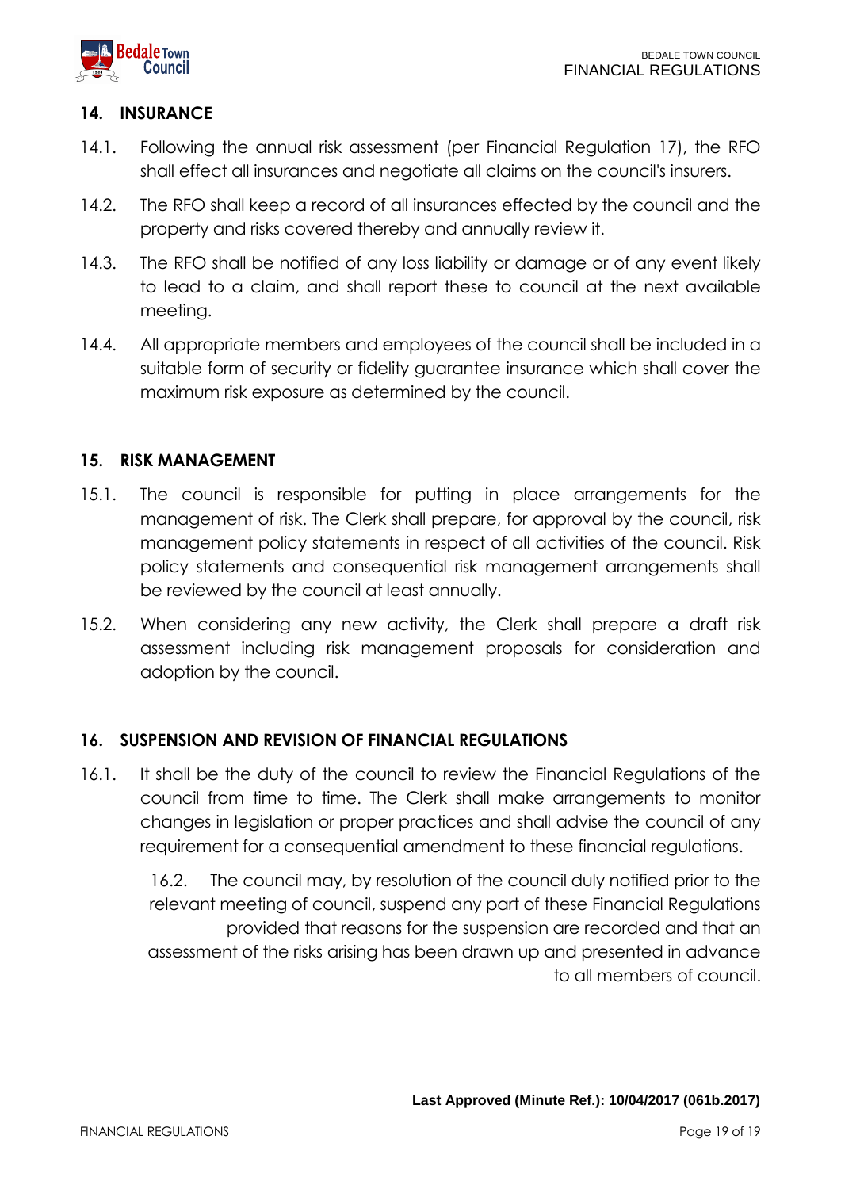## 14. INSURANCE

14.1. Following the annual risk assessment (per Financial Regulation 17), the RFO shall effect all insurances and negotiate all claims on the council's insurers.

14.2. The RFO shall keep a record of all insurances effected by the council and the property and risks covered thereby and annually review it.

14.3. The RFO shall be notified of any loss liability or damage or of any event likely to lead to a claim, and shall report these to council at the next available meeting.

14.4. All appropriate members and employees of the council shall be included in a suitable form of security or fidelity guarantee insurance which shall cover the maximum risk exposure as determined by the council.

## 15. RISK MANAGEMENT

15.1. The council is responsible for putting in place arrangements for the management of risk. The Clerk shall prepare, for approval by the council, risk management policy statements in respect of all activities of the council. Risk policy statements and consequential risk management arrangements shall be reviewed by the council at least annually.

15.2. When considering any new activity, the Clerk shall prepare a draft risk assessment including risk management proposals for consideration and adoption by the council.

## 16. SUSPENSION AND REVISION OF FINANCIAL REGULATIONS

16.1. It shall be the duty of the council to review the Financial Regulations of the council from time to time. The Clerk shall make arrangements to monitor changes in legislation or proper practices and shall advise the council of any requirement for a consequential amendment to these financial regulations.

16.2. The council may, by resolution of the council duly notified prior to the relevant meeting of council, suspend any part of these Financial Regulations provided that reasons for the suspension are recorded and that an assessment of the risks arising has been drawn up and presented in advance to all members of council.

**Last Approved (Minute Ref.): 10/04/2017 (061b.2017)**